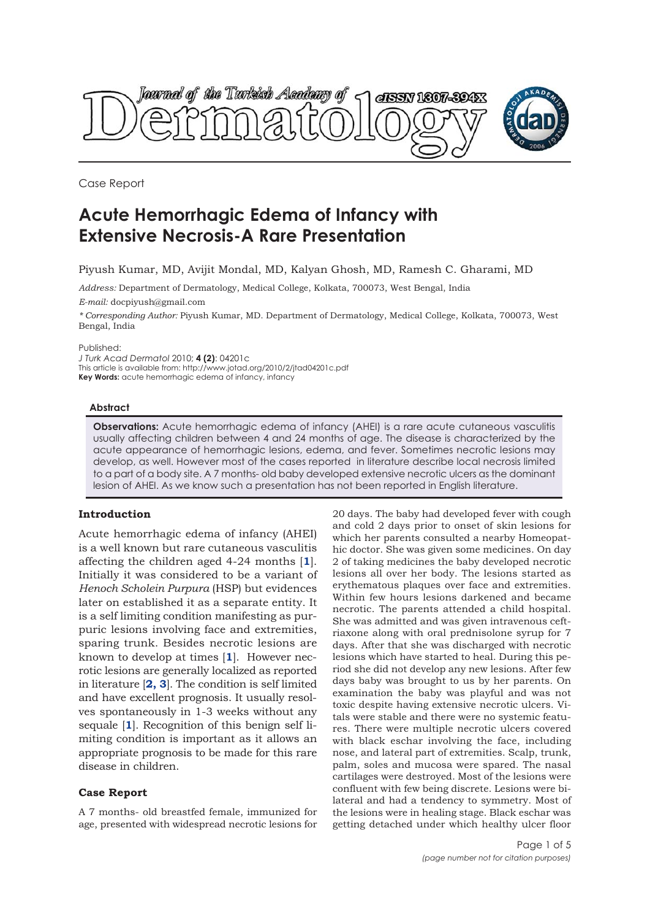Case Report

# Acute Hemorrhagic Edema of Infancy with Extensive Necrosis-A Rare Presentation

Piyush Kumar, MD, Avijit Mondal, MD, Kalyan Ghosh, MD, Ramesh C. Gharami, MD

*Address:* Department of Dermatology, Medical College, Kolkata, 700073, West Bengal, India

*E-mail:* docpiyush@gmail.com

*\* Corresponding Author:* Piyush Kumar, MD. Department of Dermatology, Medical College, Kolkata, 700073, West Bengal, India

Published:
*J Turk Acad Dermatol* 2010; **4 (2)**: 04201c
This article is available from: http://www.jotad.org/2010/2/jtad04201c.pdf
**Key Words:** acute hemorrhagic edema of infancy, infancy

#### Abstract

**Observations:** Acute hemorrhagic edema of infancy (AHEI) is a rare acute cutaneous vasculitis usually affecting children between 4 and 24 months of age. The disease is characterized by the acute appearance of hemorrhagic lesions, edema, and fever. Sometimes necrotic lesions may develop, as well. However most of the cases reported in literature describe local necrosis limited to a part of a body site. A 7 months- old baby developed extensive necrotic ulcers as the dominant lesion of AHEI. As we know such a presentation has not been reported in English literature.

## Introduction

Acute hemorrhagic edema of infancy (AHEI) is a well known but rare cutaneous vasculitis affecting the children aged 4-24 months [**1**]. Initially it was considered to be a variant of *Henoch Scholein Purpura* (HSP) but evidences later on established it as a separate entity. It is a self limiting condition manifesting as purpuric lesions involving face and extremities, sparing trunk. Besides necrotic lesions are known to develop at times [**1**]. However necrotic lesions are generally localized as reported in literature [**2, 3**]. The condition is self limited and have excellent prognosis. It usually resolves spontaneously in 1-3 weeks without any sequale [**1**]. Recognition of this benign self limiting condition is important as it allows an appropriate prognosis to be made for this rare disease in children.

## Case Report

A 7 months- old breastfed female, immunized for age, presented with widespread necrotic lesions for 20 days. The baby had developed fever with cough and cold 2 days prior to onset of skin lesions for which her parents consulted a nearby Homeopathic doctor. She was given some medicines. On day 2 of taking medicines the baby developed necrotic lesions all over her body. The lesions started as erythematous plaques over face and extremities. Within few hours lesions darkened and became necrotic. The parents attended a child hospital. She was admitted and was given intravenous ceftriaxone along with oral prednisolone syrup for 7 days. After that she was discharged with necrotic lesions which have started to heal. During this period she did not develop any new lesions. After few days baby was brought to us by her parents. On examination the baby was playful and was not toxic despite having extensive necrotic ulcers. Vitals were stable and there were no systemic features. There were multiple necrotic ulcers covered with black eschar involving the face, including nose, and lateral part of extremities. Scalp, trunk, palm, soles and mucosa were spared. The nasal cartilages were destroyed. Most of the lesions were confluent with few being discrete. Lesions were bilateral and had a tendency to symmetry. Most of the lesions were in healing stage. Black eschar was getting detached under which healthy ulcer floor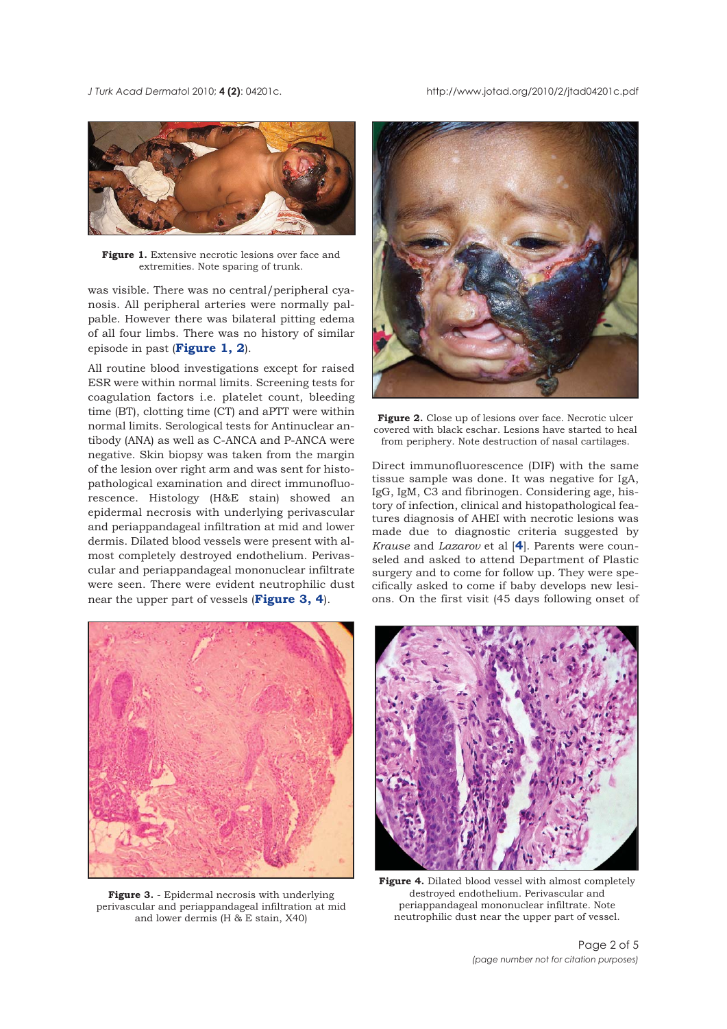Figure 1. Extensive necrotic lesions over face and extremities. Note sparing of trunk.

was visible. There was no central/peripheral cyanosis. All peripheral arteries were normally palpable. However there was bilateral pitting edema of all four limbs. There was no history of similar episode in past (**Figure 1, 2**).

All routine blood investigations except for raised ESR were within normal limits. Screening tests for coagulation factors i.e. platelet count, bleeding time (BT), clotting time (CT) and aPTT were within normal limits. Serological tests for Antinuclear antibody (ANA) as well as C-ANCA and P-ANCA were negative. Skin biopsy was taken from the margin of the lesion over right arm and was sent for histopathological examination and direct immunofluorescence. Histology (H&E stain) showed an epidermal necrosis with underlying perivascular and periappandageal infiltration at mid and lower dermis. Dilated blood vessels were present with almost completely destroyed endothelium. Perivascular and periappandageal mononuclear infiltrate were seen. There were evident neutrophilic dust near the upper part of vessels (**Figure 3, 4**).

Figure 2. Close up of lesions over face. Necrotic ulcer covered with black eschar. Lesions have started to heal from periphery. Note destruction of nasal cartilages.

Direct immunofluorescence (DIF) with the same tissue sample was done. It was negative for IgA, IgG, IgM, C3 and fibrinogen. Considering age, history of infection, clinical and histopathological features diagnosis of AHEI with necrotic lesions was made due to diagnostic criteria suggested by *Krause* and *Lazarov* et al [**4**]. Parents were counseled and asked to attend Department of Plastic surgery and to come for follow up. They were specifically asked to come if baby develops new lesions. On the first visit (45 days following onset of

Figure 3. - Epidermal necrosis with underlying perivascular and periappandageal infiltration at mid and lower dermis (H & E stain, X40)

Figure 4. Dilated blood vessel with almost completely destroyed endothelium. Perivascular and periappandageal mononuclear infiltrate. Note neutrophilic dust near the upper part of vessel.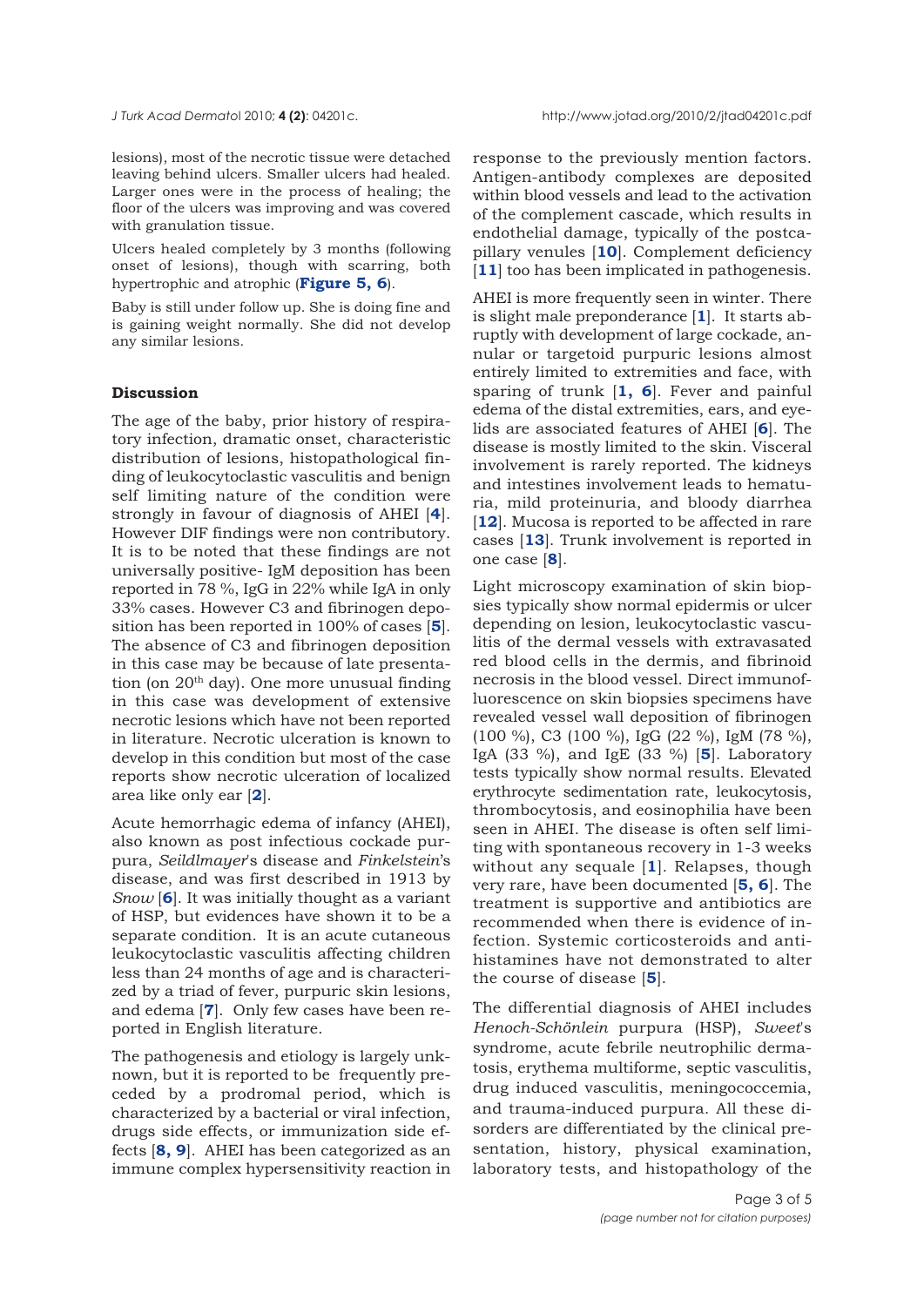lesions), most of the necrotic tissue were detached leaving behind ulcers. Smaller ulcers had healed. Larger ones were in the process of healing; the floor of the ulcers was improving and was covered with granulation tissue.

Ulcers healed completely by 3 months (following onset of lesions), though with scarring, both hypertrophic and atrophic (**Figure 5, 6**).

Baby is still under follow up. She is doing fine and is gaining weight normally. She did not develop any similar lesions.

### Discussion

The age of the baby, prior history of respiratory infection, dramatic onset, characteristic distribution of lesions, histopathological finding of leukocytoclastic vasculitis and benign self limiting nature of the condition were strongly in favour of diagnosis of AHEI [**4**]. However DIF findings were non contributory. It is to be noted that these findings are not universally positive- IgM deposition has been reported in 78 %, IgG in 22% while IgA in only 33% cases. However C3 and fibrinogen deposition has been reported in 100% of cases [**5**]. The absence of C3 and fibrinogen deposition in this case may be because of late presentation (on 20th day). One more unusual finding in this case was development of extensive necrotic lesions which have not been reported in literature. Necrotic ulceration is known to develop in this condition but most of the case reports show necrotic ulceration of localized area like only ear [**2**].

Acute hemorrhagic edema of infancy (AHEI), also known as post infectious cockade purpura, *Seildlmayer*'s disease and *Finkelstein*'s disease, and was first described in 1913 by *Snow* [**6**]. It was initially thought as a variant of HSP, but evidences have shown it to be a separate condition. It is an acute cutaneous leukocytoclastic vasculitis affecting children less than 24 months of age and is characterized by a triad of fever, purpuric skin lesions, and edema [**7**]. Only few cases have been reported in English literature.

The pathogenesis and etiology is largely unknown, but it is reported to be frequently preceded by a prodromal period, which is characterized by a bacterial or viral infection, drugs side effects, or immunization side effects [**8, 9**]. AHEI has been categorized as an immune complex hypersensitivity reaction in response to the previously mention factors. Antigen-antibody complexes are deposited within blood vessels and lead to the activation of the complement cascade, which results in endothelial damage, typically of the postcapillary venules [**10**]. Complement deficiency [**11**] too has been implicated in pathogenesis.

AHEI is more frequently seen in winter. There is slight male preponderance [**1**]. It starts abruptly with development of large cockade, annular or targetoid purpuric lesions almost entirely limited to extremities and face, with sparing of trunk [**1, 6**]. Fever and painful edema of the distal extremities, ears, and eyelids are associated features of AHEI [**6**]. The disease is mostly limited to the skin. Visceral involvement is rarely reported. The kidneys and intestines involvement leads to hematuria, mild proteinuria, and bloody diarrhea [**12**]. Mucosa is reported to be affected in rare cases [**13**]. Trunk involvement is reported in one case [**8**].

Light microscopy examination of skin biopsies typically show normal epidermis or ulcer depending on lesion, leukocytoclastic vasculitis of the dermal vessels with extravasated red blood cells in the dermis, and fibrinoid necrosis in the blood vessel. Direct immunofluorescence on skin biopsies specimens have revealed vessel wall deposition of fibrinogen (100 %), C3 (100 %), IgG (22 %), IgM (78 %), IgA (33 %), and IgE (33 %) [**5**]. Laboratory tests typically show normal results. Elevated erythrocyte sedimentation rate, leukocytosis, thrombocytosis, and eosinophilia have been seen in AHEI. The disease is often self limiting with spontaneous recovery in 1-3 weeks without any sequale [**1**]. Relapses, though very rare, have been documented [**5, 6**]. The treatment is supportive and antibiotics are recommended when there is evidence of infection. Systemic corticosteroids and antihistamines have not demonstrated to alter the course of disease [**5**].

The differential diagnosis of AHEI includes *Henoch-Schönlein* purpura (HSP), *Sweet*'s syndrome, acute febrile neutrophilic dermatosis, erythema multiforme, septic vasculitis, drug induced vasculitis, meningococcemia, and trauma-induced purpura. All these disorders are differentiated by the clinical presentation, history, physical examination, laboratory tests, and histopathology of the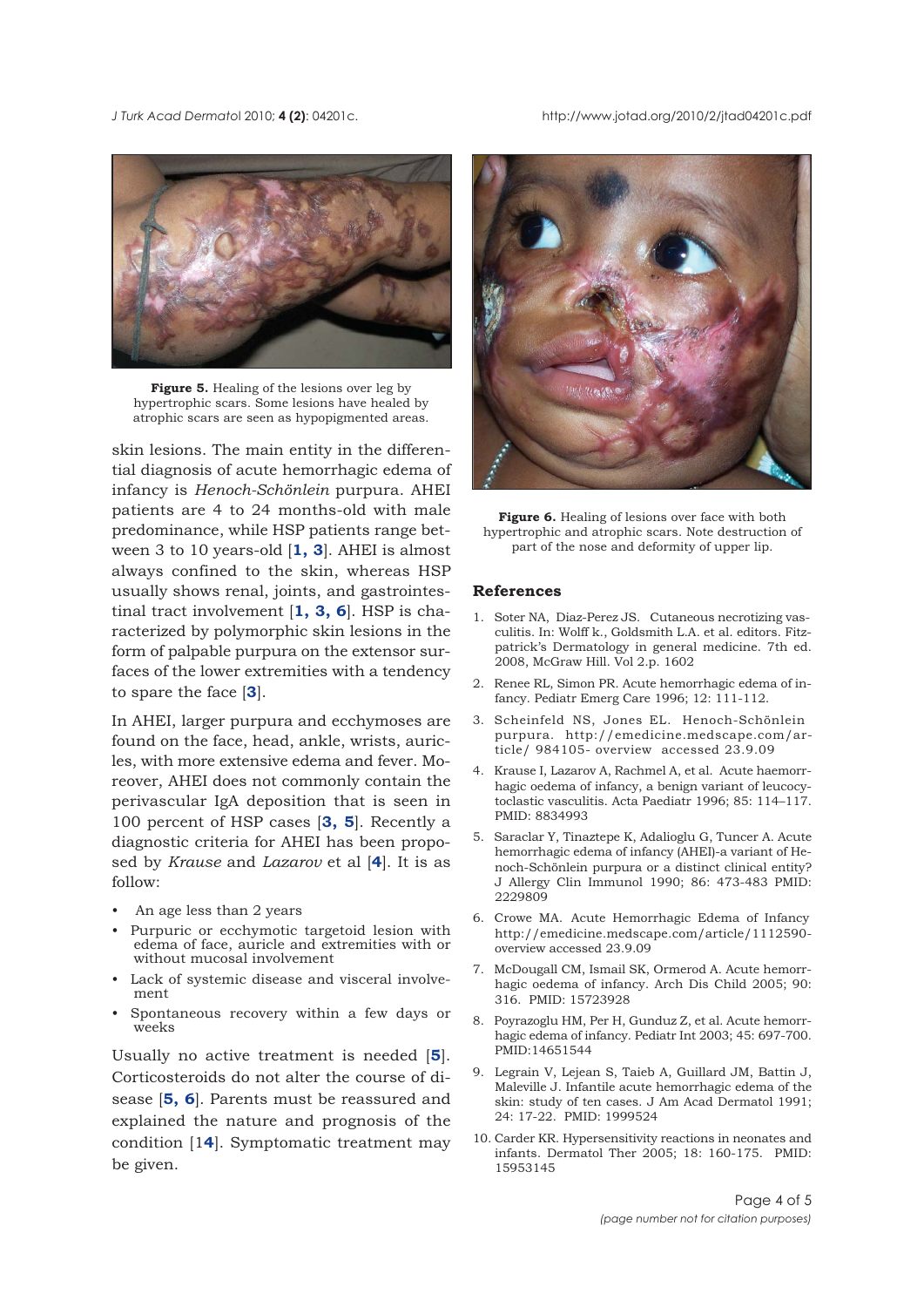Figure 5. Healing of the lesions over leg by hypertrophic scars. Some lesions have healed by atrophic scars are seen as hypopigmented areas.

skin lesions. The main entity in the differential diagnosis of acute hemorrhagic edema of infancy is *Henoch-Schönlein* purpura. AHEI patients are 4 to 24 months-old with male predominance, while HSP patients range between 3 to 10 years-old [**1, 3**]. AHEI is almost always confined to the skin, whereas HSP usually shows renal, joints, and gastrointestinal tract involvement [**1, 3, 6**]. HSP is characterized by polymorphic skin lesions in the form of palpable purpura on the extensor surfaces of the lower extremities with a tendency to spare the face [**3**].

In AHEI, larger purpura and ecchymoses are found on the face, head, ankle, wrists, auricles, with more extensive edema and fever. Moreover, AHEI does not commonly contain the perivascular IgA deposition that is seen in 100 percent of HSP cases [**3, 5**]. Recently a diagnostic criteria for AHEI has been proposed by *Krause* and *Lazarov* et al [**4**]. It is as follow:

- An age less than 2 years
- Purpuric or ecchymotic targetoid lesion with edema of face, auricle and extremities with or without mucosal involvement
- Lack of systemic disease and visceral involvement
- Spontaneous recovery within a few days or weeks

Usually no active treatment is needed [**5**]. Corticosteroids do not alter the course of disease [**5, 6**]. Parents must be reassured and explained the nature and prognosis of the condition [1**4**]. Symptomatic treatment may be given.

Figure 6. Healing of lesions over face with both hypertrophic and atrophic scars. Note destruction of part of the nose and deformity of upper lip.

## References

1. Soter NA, Diaz-Perez JS. Cutaneous necrotizing vasculitis. In: Wolff k., Goldsmith L.A. et al. editors. Fitzpatrick's Dermatology in general medicine. 7th ed. 2008, McGraw Hill. Vol 2.p. 1602
2. Renee RL, Simon PR. Acute hemorrhagic edema of infancy. Pediatr Emerg Care 1996; 12: 111-112.
3. Scheinfeld NS, Jones EL. Henoch-Schönlein purpura. http://emedicine.medscape.com/article/ 984105- overview accessed 23.9.09
4. Krause I, Lazarov A, Rachmel A, et al. Acute haemorrhagic oedema of infancy, a benign variant of leucocytoclastic vasculitis. Acta Paediatr 1996; 85: 114–117. PMID: 8834993
5. Saraclar Y, Tinaztepe K, Adalioglu G, Tuncer A. Acute hemorrhagic edema of infancy (AHEI)-a variant of Henoch-Schönlein purpura or a distinct clinical entity? J Allergy Clin Immunol 1990; 86: 473-483 PMID: 2229809
6. Crowe MA. Acute Hemorrhagic Edema of Infancy http://emedicine.medscape.com/article/1112590-overview accessed 23.9.09
7. McDougall CM, Ismail SK, Ormerod A. Acute haemorrhagic oedema of infancy. Arch Dis Child 2005; 90: 316. PMID: 15723928
8. Poyrazoglu HM, Per H, Gunduz Z, et al. Acute hemorrhagic edema of infancy. Pediatr Int 2003; 45: 697-700. PMID:14651544
9. Legrain V, Lejean S, Taieb A, Guillard JM, Battin J, Maleville J. Infantile acute hemorrhagic edema of the skin: study of ten cases. J Am Acad Dermatol 1991; 24: 17-22. PMID: 1999524
10. Carder KR. Hypersensitivity reactions in neonates and infants. Dermatol Ther 2005; 18: 160-175. PMID: 15953145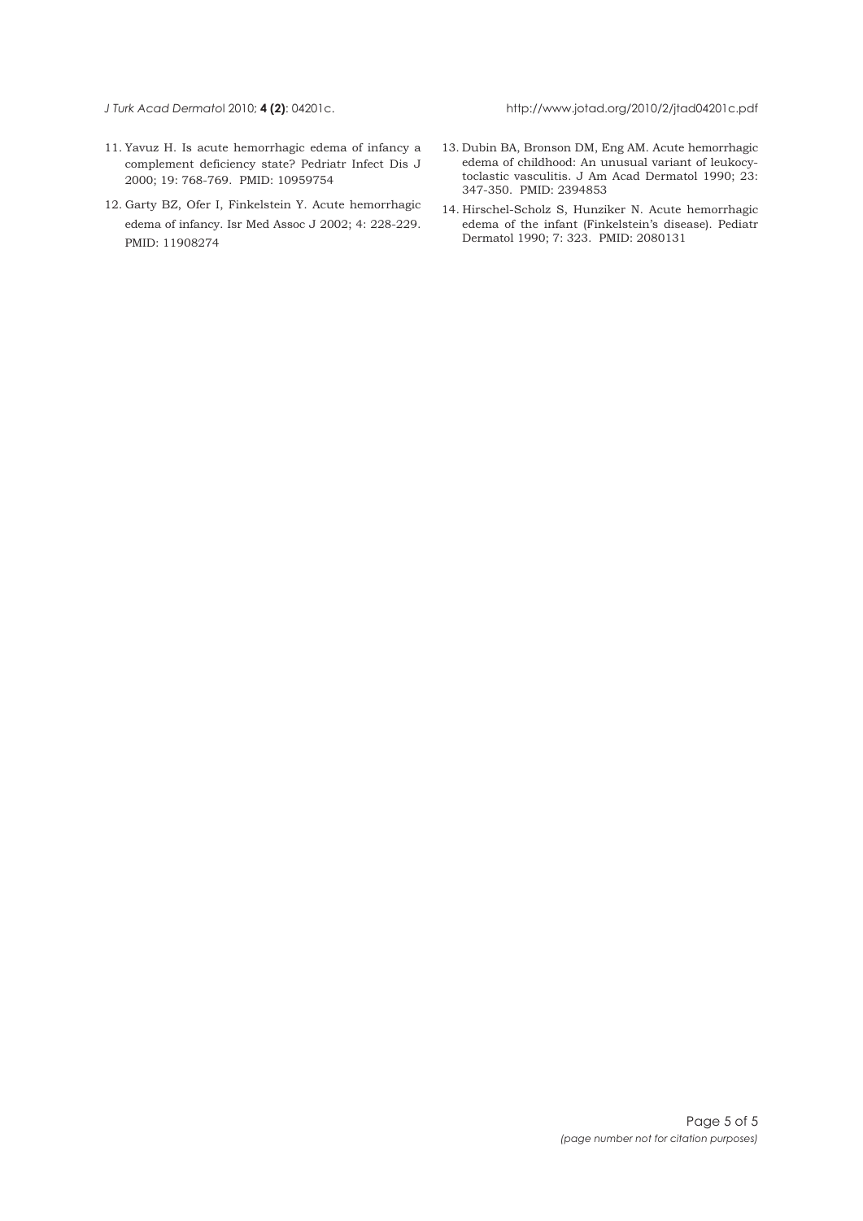11. Yavuz H. Is acute hemorrhagic edema of infancy a complement deficiency state? Pedriatr Infect Dis J 2000; 19: 768-769. PMID: 10959754

12. Garty BZ, Ofer I, Finkelstein Y. Acute hemorrhagic edema of infancy. Isr Med Assoc J 2002; 4: 228-229. PMID: 11908274

13. Dubin BA, Bronson DM, Eng AM. Acute hemorrhagic edema of childhood: An unusual variant of leukocytoclastic vasculitis. J Am Acad Dermatol 1990; 23: 347-350. PMID: 2394853

14. Hirschel-Scholz S, Hunziker N. Acute hemorrhagic edema of the infant (Finkelstein's disease). Pediatr Dermatol 1990; 7: 323. PMID: 2080131